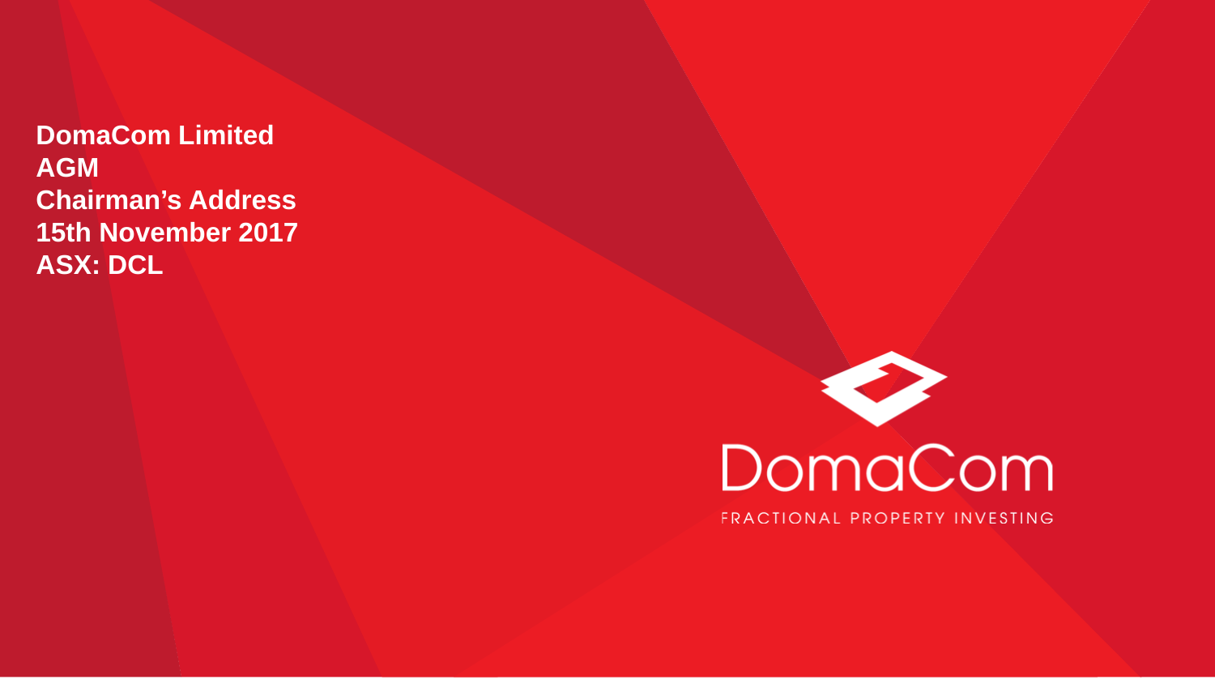**DomaCom Limited**
**AGM**
**Chairman's Address**
**15th November 2017**
**ASX: DCL**

DomaCom

FRACTIONAL PROPERTY INVESTING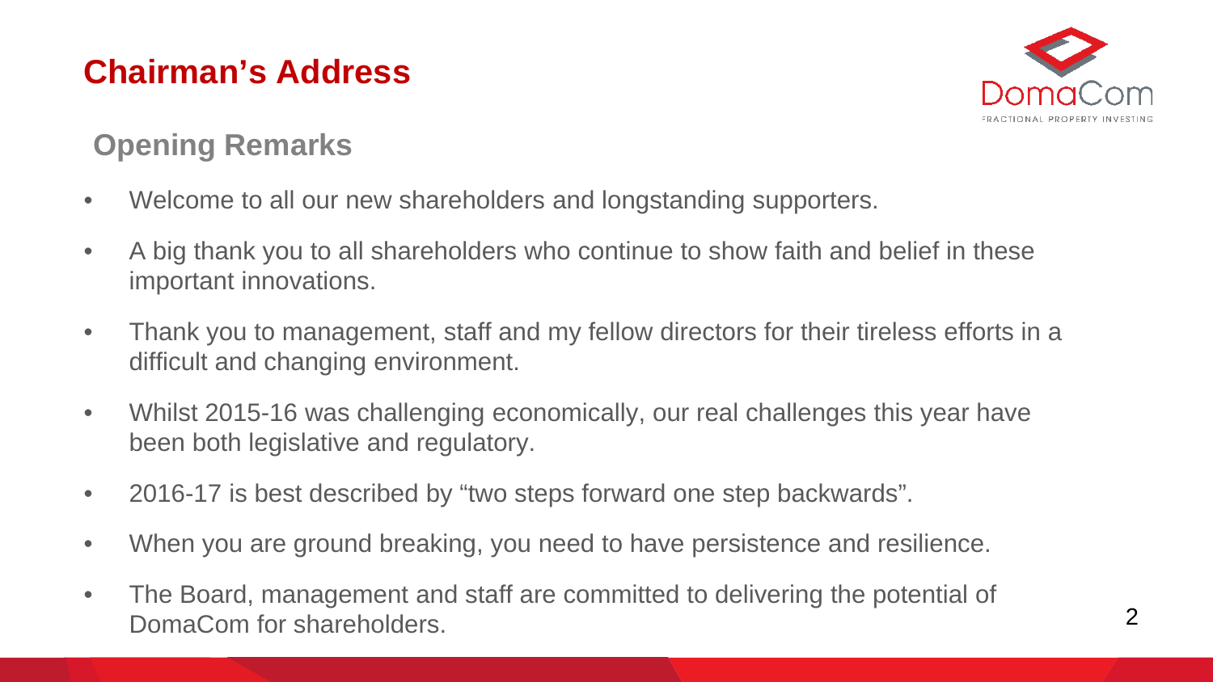# Chairman's Address

## Opening Remarks

- Welcome to all our new shareholders and longstanding supporters.
- A big thank you to all shareholders who continue to show faith and belief in these important innovations.
- Thank you to management, staff and my fellow directors for their tireless efforts in a difficult and changing environment.
- Whilst 2015-16 was challenging economically, our real challenges this year have been both legislative and regulatory.
- 2016-17 is best described by "two steps forward one step backwards".
- When you are ground breaking, you need to have persistence and resilience.
- The Board, management and staff are committed to delivering the potential of DomaCom for shareholders.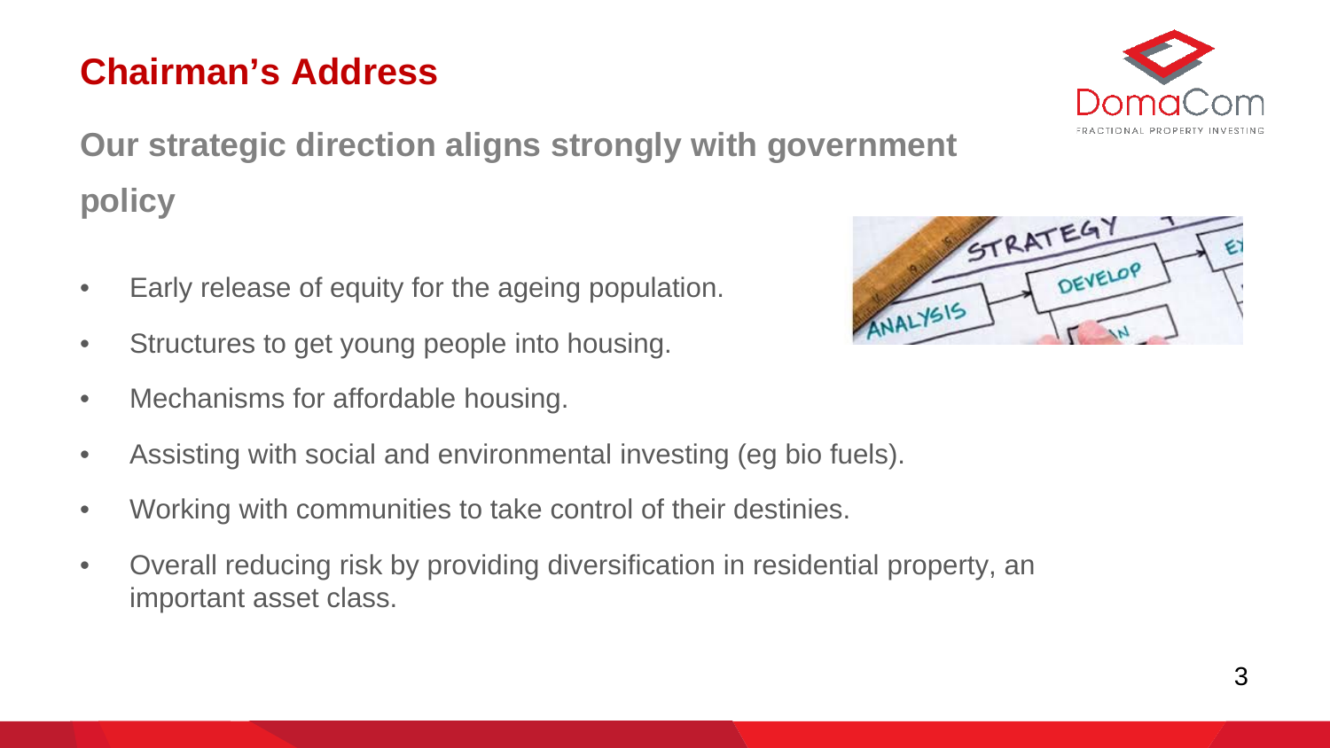# Chairman's Address

## Our strategic direction aligns strongly with government policy

- Early release of equity for the ageing population.
- Structures to get young people into housing.
- Mechanisms for affordable housing.
- Assisting with social and environmental investing (eg bio fuels).
- Working with communities to take control of their destinies.
- Overall reducing risk by providing diversification in residential property, an important asset class.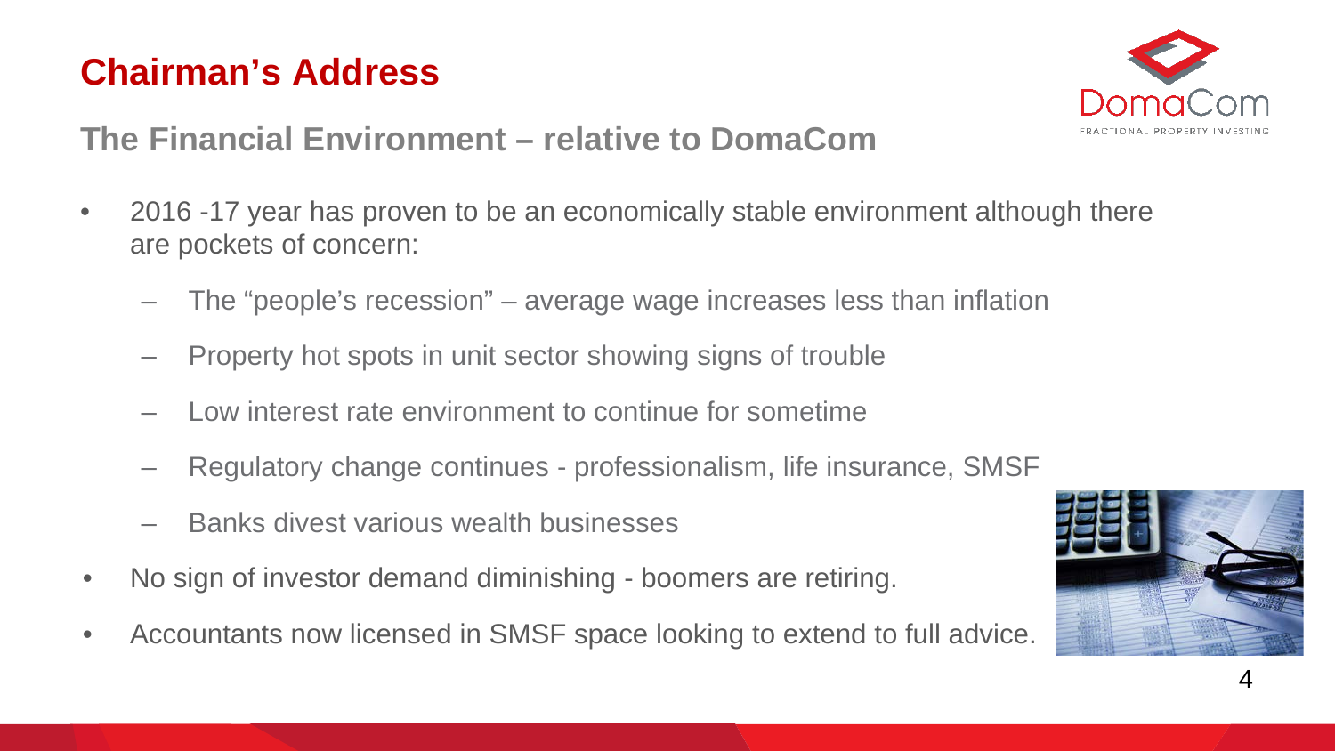# Chairman's Address

## The Financial Environment – relative to DomaCom

- 2016 -17 year has proven to be an economically stable environment although there are pockets of concern:
  - The "people's recession" – average wage increases less than inflation
  - Property hot spots in unit sector showing signs of trouble
  - Low interest rate environment to continue for sometime
  - Regulatory change continues - professionalism, life insurance, SMSF
  - Banks divest various wealth businesses
- No sign of investor demand diminishing - boomers are retiring.
- Accountants now licensed in SMSF space looking to extend to full advice.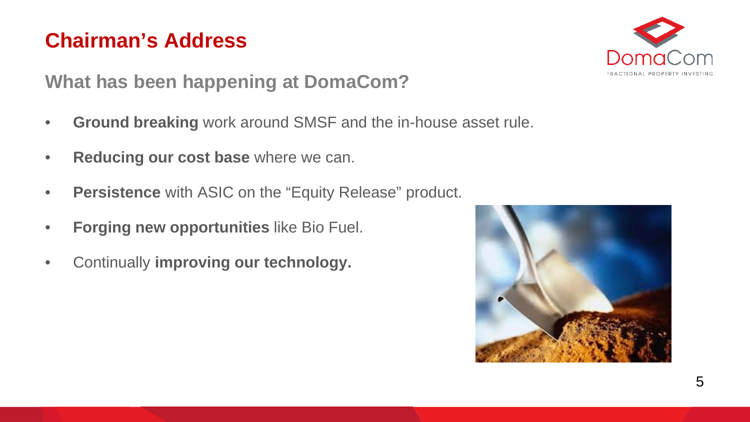# Chairman's Address

## What has been happening at DomaCom?

- **Ground breaking** work around SMSF and the in-house asset rule.
- **Reducing our cost base** where we can.
- **Persistence** with ASIC on the "Equity Release" product.
- **Forging new opportunities** like Bio Fuel.
- Continually **improving our technology.**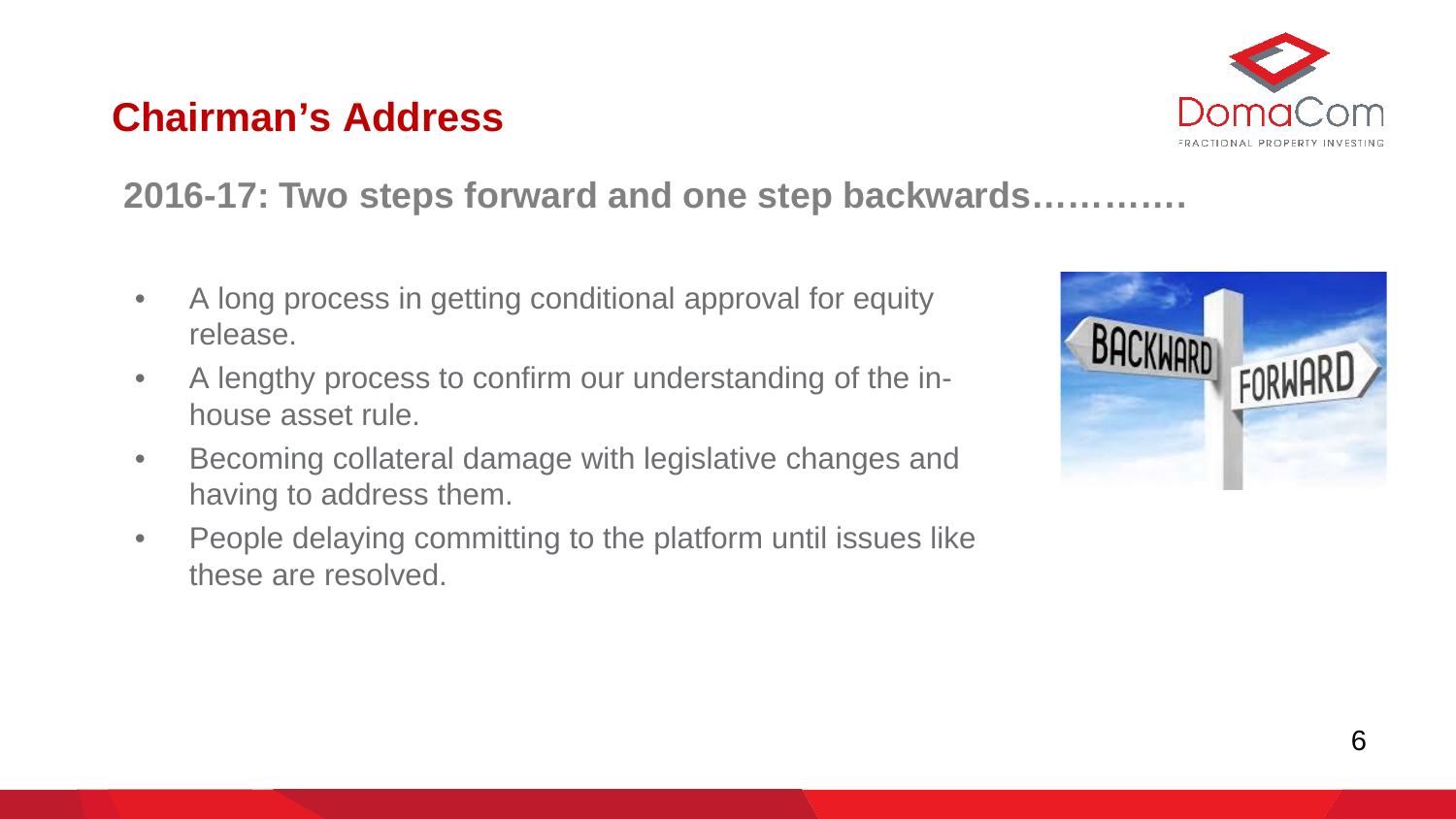# Chairman's Address

## 2016-17: Two steps forward and one step backwards………….

- A long process in getting conditional approval for equity release.
- A lengthy process to confirm our understanding of the in-house asset rule.
- Becoming collateral damage with legislative changes and having to address them.
- People delaying committing to the platform until issues like these are resolved.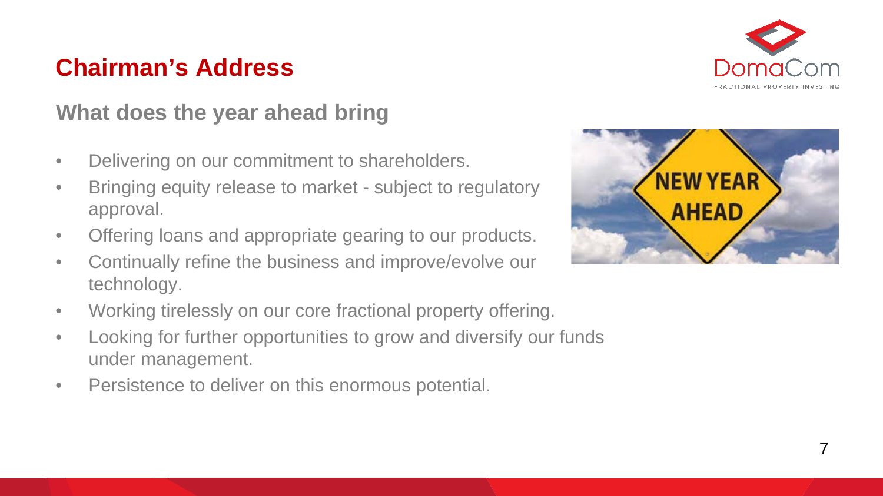# Chairman's Address

## What does the year ahead bring

- Delivering on our commitment to shareholders.
- Bringing equity release to market - subject to regulatory approval.
- Offering loans and appropriate gearing to our products.
- Continually refine the business and improve/evolve our technology.
- Working tirelessly on our core fractional property offering.
- Looking for further opportunities to grow and diversify our funds under management.
- Persistence to deliver on this enormous potential.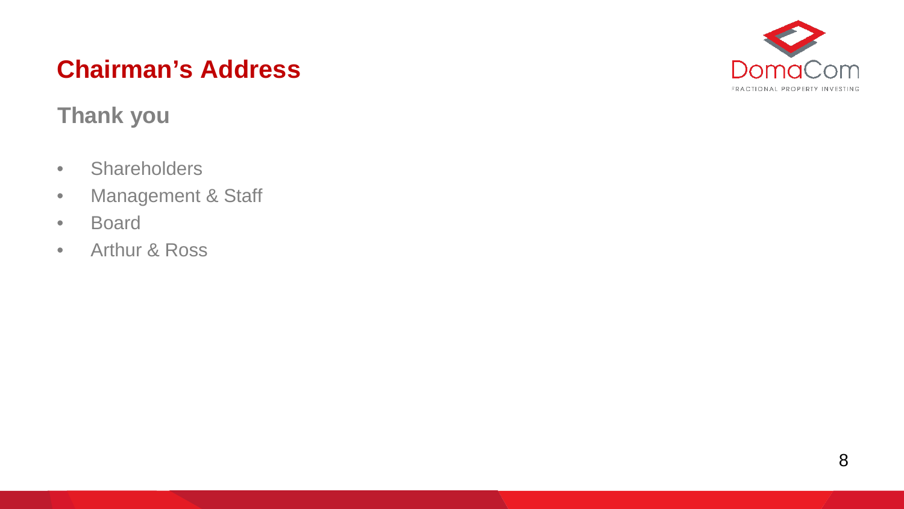# Chairman's Address

## Thank you

- Shareholders
- Management & Staff
- Board
- Arthur & Ross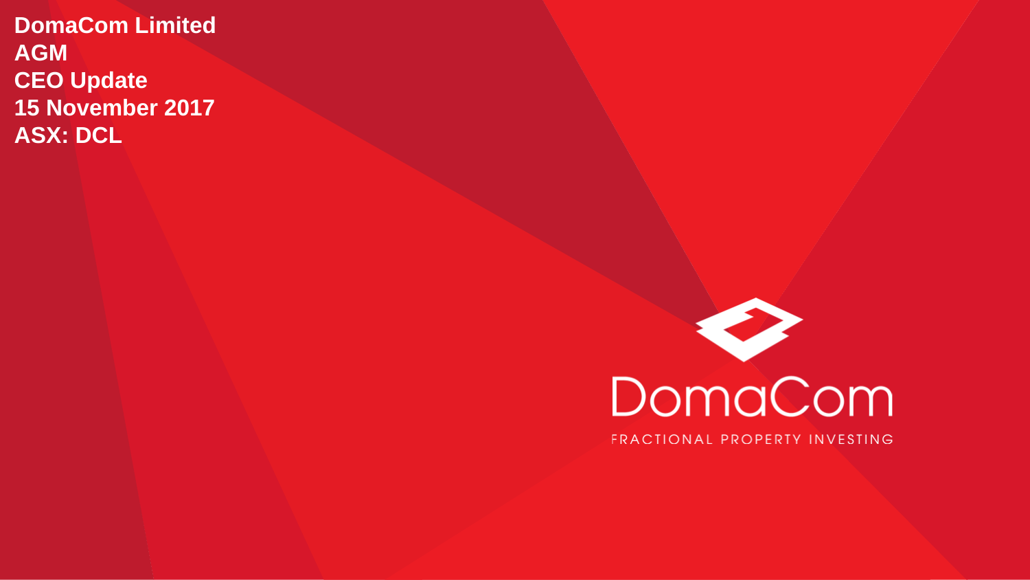**DomaCom Limited**
**AGM**
**CEO Update**
**15 November 2017**
**ASX: DCL**

DomaCom

FRACTIONAL PROPERTY INVESTING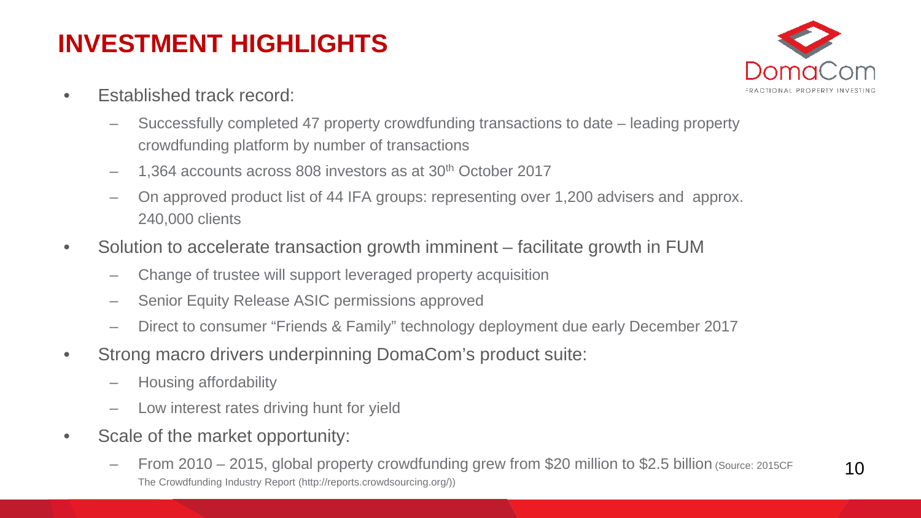# INVESTMENT HIGHLIGHTS

DomaCom

FRACTIONAL PROPERTY INVESTING

- Established track record:
  - Successfully completed 47 property crowdfunding transactions to date – leading property crowdfunding platform by number of transactions
  - 1,364 accounts across 808 investors as at 30th October 2017
  - On approved product list of 44 IFA groups: representing over 1,200 advisers and approx. 240,000 clients
- Solution to accelerate transaction growth imminent – facilitate growth in FUM
  - Change of trustee will support leveraged property acquisition
  - Senior Equity Release ASIC permissions approved
  - Direct to consumer "Friends & Family" technology deployment due early December 2017
- Strong macro drivers underpinning DomaCom's product suite:
  - Housing affordability
  - Low interest rates driving hunt for yield
- Scale of the market opportunity:
  - From 2010 – 2015, global property crowdfunding grew from $20 million to $2.5 billion (Source: 2015CF The Crowdfunding Industry Report (http://reports.crowdsourcing.org/))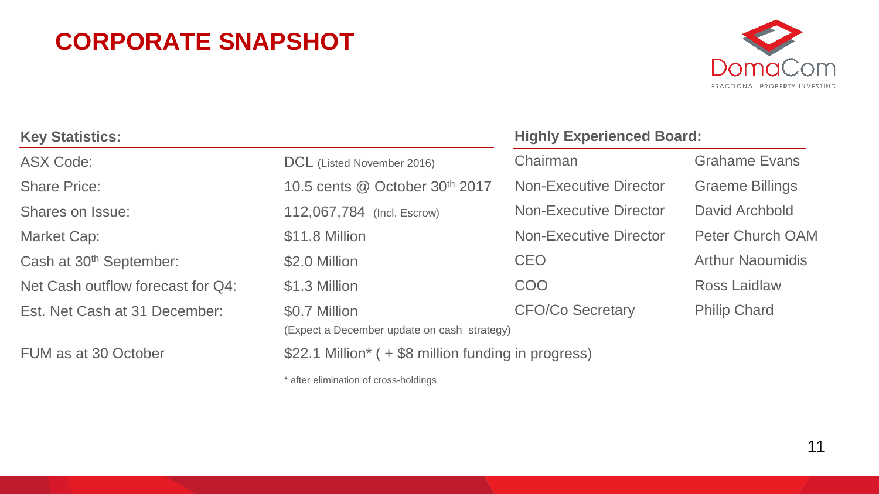# CORPORATE SNAPSHOT

DomaCom

FRACTIONAL PROPERTY INVESTING

**Key Statistics:**

| | |
|---|---|
| ASX Code: | DCL (Listed November 2016) |
| Share Price: | 10.5 cents @ October 30th 2017 |
| Shares on Issue: | 112,067,784 (Incl. Escrow) |
| Market Cap: | $11.8 Million |
| Cash at 30th September: | $2.0 Million |
| Net Cash outflow forecast for Q4: | $1.3 Million |
| Est. Net Cash at 31 December: | $0.7 Million (Expect a December update on cash strategy) |
| FUM as at 30 October | $22.1 Million* ( + $8 million funding in progress) |

\* after elimination of cross-holdings

**Highly Experienced Board:**

| | |
|---|---|
| Chairman | Grahame Evans |
| Non-Executive Director | Graeme Billings |
| Non-Executive Director | David Archbold |
| Non-Executive Director | Peter Church OAM |
| CEO | Arthur Naoumidis |
| COO | Ross Laidlaw |
| CFO/Co Secretary | Philip Chard |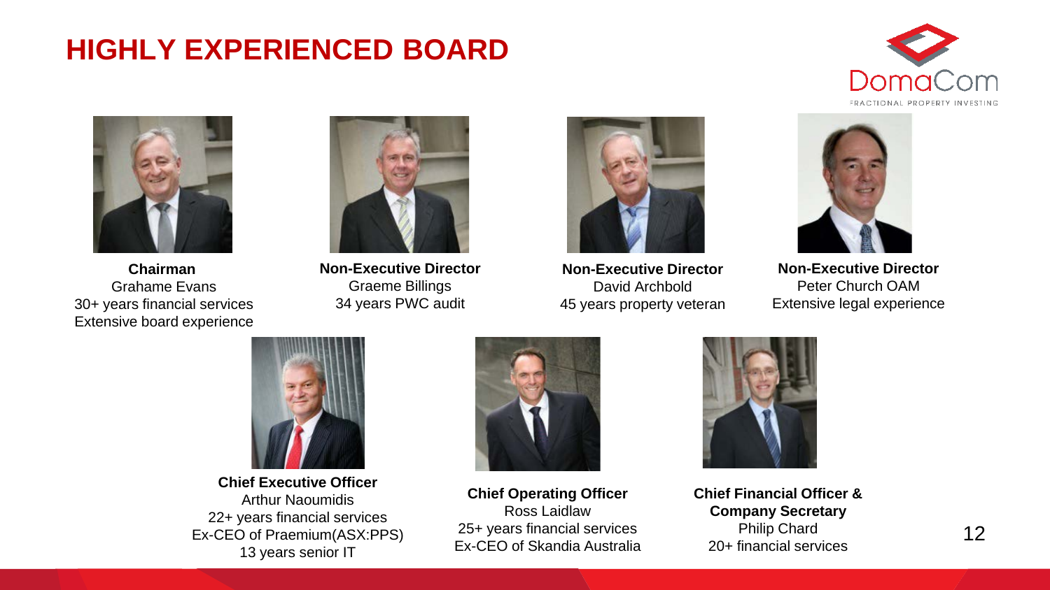# HIGHLY EXPERIENCED BOARD

DomaCom
FRACTIONAL PROPERTY INVESTING

**Chairman**
Grahame Evans
30+ years financial services
Extensive board experience

**Non-Executive Director**
Graeme Billings
34 years PWC audit

**Non-Executive Director**
David Archbold
45 years property veteran

**Non-Executive Director**
Peter Church OAM
Extensive legal experience

**Chief Executive Officer**
Arthur Naoumidis
22+ years financial services
Ex-CEO of Praemium(ASX:PPS)
13 years senior IT

**Chief Operating Officer**
Ross Laidlaw
25+ years financial services
Ex-CEO of Skandia Australia

**Chief Financial Officer & Company Secretary**
Philip Chard
20+ financial services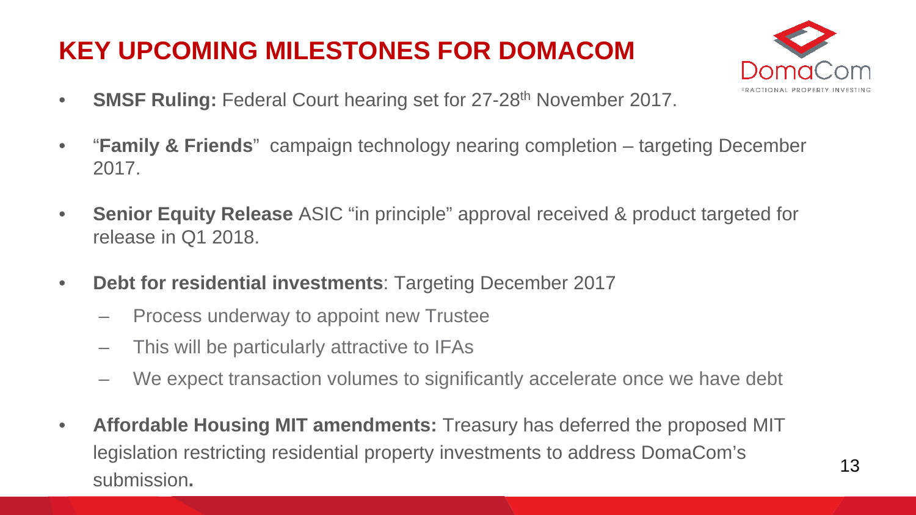# KEY UPCOMING MILESTONES FOR DOMACOM

- **SMSF Ruling:** Federal Court hearing set for 27-28th November 2017.
- "**Family & Friends**" campaign technology nearing completion – targeting December 2017.
- **Senior Equity Release** ASIC "in principle" approval received & product targeted for release in Q1 2018.
- **Debt for residential investments**: Targeting December 2017
  - Process underway to appoint new Trustee
  - This will be particularly attractive to IFAs
  - We expect transaction volumes to significantly accelerate once we have debt
- **Affordable Housing MIT amendments:** Treasury has deferred the proposed MIT legislation restricting residential property investments to address DomaCom's submission**.**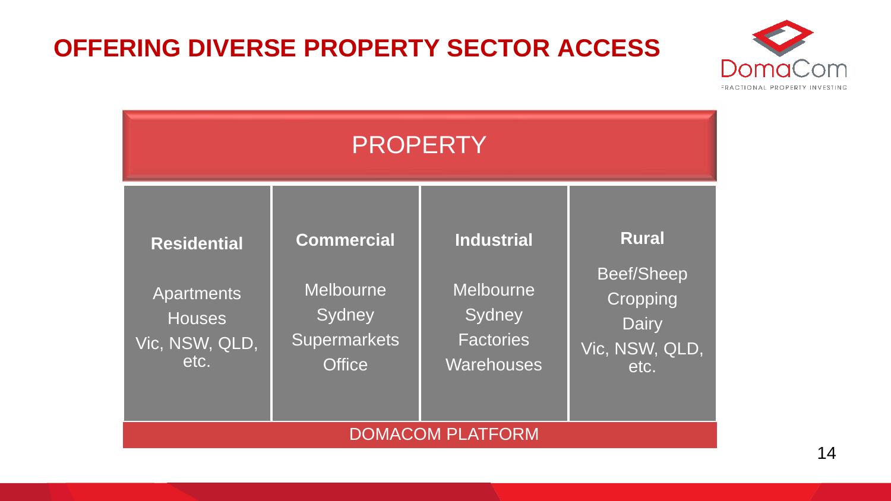# OFFERING DIVERSE PROPERTY SECTOR ACCESS

DomaCom

FRACTIONAL PROPERTY INVESTING

| PROPERTY | | | |
|---|---|---|---|
| **Residential** | **Commercial** | **Industrial** | **Rural** |
| Apartments<br>Houses<br>Vic, NSW, QLD, etc. | Melbourne<br>Sydney<br>Supermarkets<br>Office | Melbourne<br>Sydney<br>Factories<br>Warehouses | Beef/Sheep<br>Cropping<br>Dairy<br>Vic, NSW, QLD, etc. |
| DOMACOM PLATFORM | | | |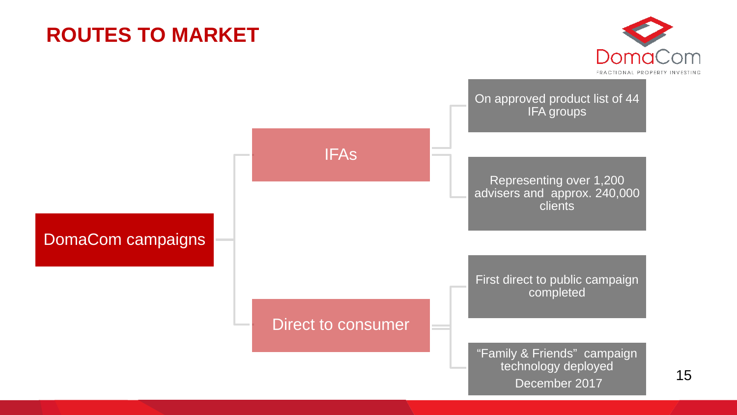# ROUTES TO MARKET

- **DomaCom campaigns**
  - **IFAs**
    - On approved product list of 44 IFA groups
    - Representing over 1,200 advisers and approx. 240,000 clients
  - **Direct to consumer**
    - First direct to public campaign completed
    - "Family & Friends" campaign technology deployed December 2017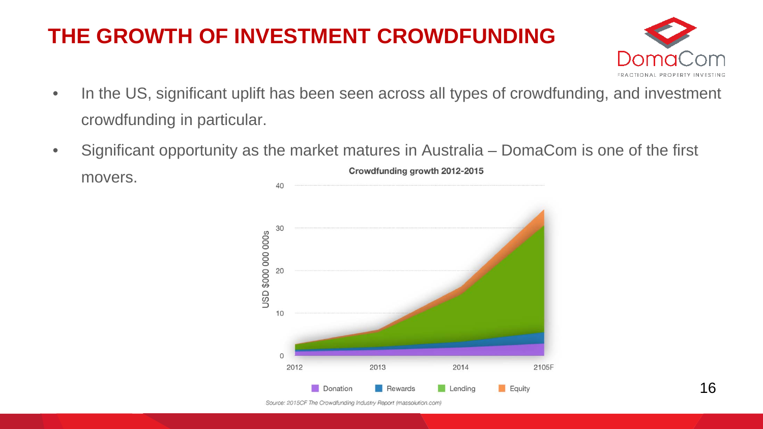# THE GROWTH OF INVESTMENT CROWDFUNDING

- In the US, significant uplift has been seen across all types of crowdfunding, and investment crowdfunding in particular.
- Significant opportunity as the market matures in Australia – DomaCom is one of the first movers.

**Crowdfunding growth 2012-2015**

USD $000 000 000s

Donation | Rewards | Lending | Equity

2012 | 2013 | 2014 | 2105F

*Source: 2015CF The Crowdfunding Industry Report (massolution.com)*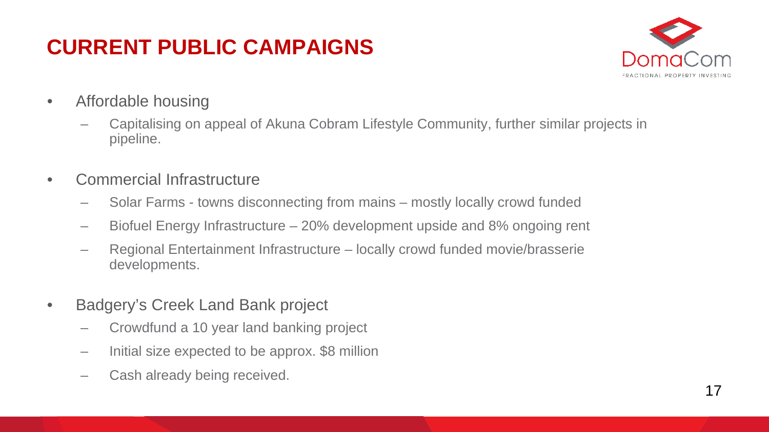# CURRENT PUBLIC CAMPAIGNS

- Affordable housing
  - Capitalising on appeal of Akuna Cobram Lifestyle Community, further similar projects in pipeline.
- Commercial Infrastructure
  - Solar Farms - towns disconnecting from mains – mostly locally crowd funded
  - Biofuel Energy Infrastructure – 20% development upside and 8% ongoing rent
  - Regional Entertainment Infrastructure – locally crowd funded movie/brasserie developments.
- Badgery's Creek Land Bank project
  - Crowdfund a 10 year land banking project
  - Initial size expected to be approx. $8 million
  - Cash already being received.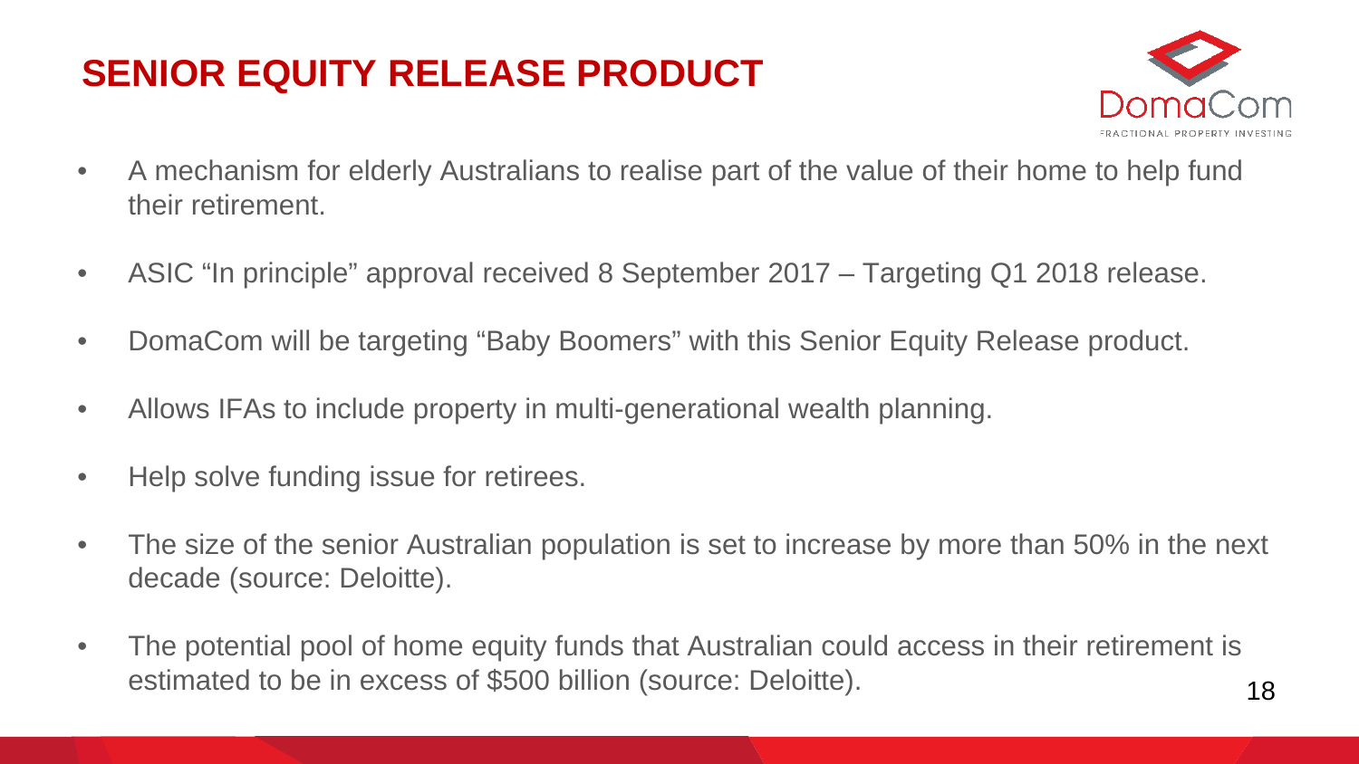# SENIOR EQUITY RELEASE PRODUCT

- A mechanism for elderly Australians to realise part of the value of their home to help fund their retirement.
- ASIC "In principle" approval received 8 September 2017 – Targeting Q1 2018 release.
- DomaCom will be targeting "Baby Boomers" with this Senior Equity Release product.
- Allows IFAs to include property in multi-generational wealth planning.
- Help solve funding issue for retirees.
- The size of the senior Australian population is set to increase by more than 50% in the next decade (source: Deloitte).
- The potential pool of home equity funds that Australian could access in their retirement is estimated to be in excess of $500 billion (source: Deloitte).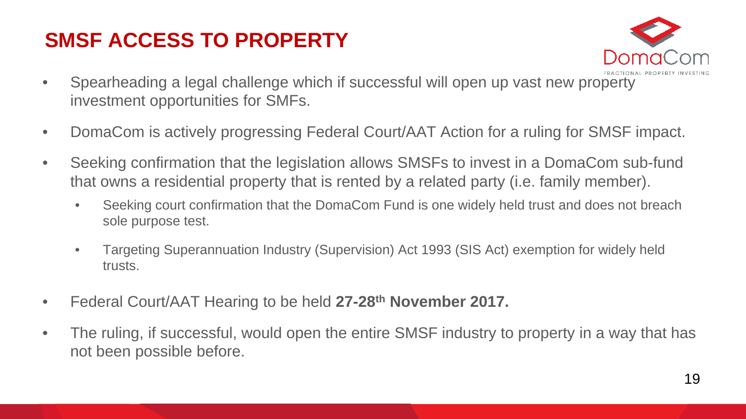# SMSF ACCESS TO PROPERTY

- Spearheading a legal challenge which if successful will open up vast new property investment opportunities for SMFs.
- DomaCom is actively progressing Federal Court/AAT Action for a ruling for SMSF impact.
- Seeking confirmation that the legislation allows SMSFs to invest in a DomaCom sub-fund that owns a residential property that is rented by a related party (i.e. family member).
  - Seeking court confirmation that the DomaCom Fund is one widely held trust and does not breach sole purpose test.
  - Targeting Superannuation Industry (Supervision) Act 1993 (SIS Act) exemption for widely held trusts.
- Federal Court/AAT Hearing to be held **27-28th November 2017.**
- The ruling, if successful, would open the entire SMSF industry to property in a way that has not been possible before.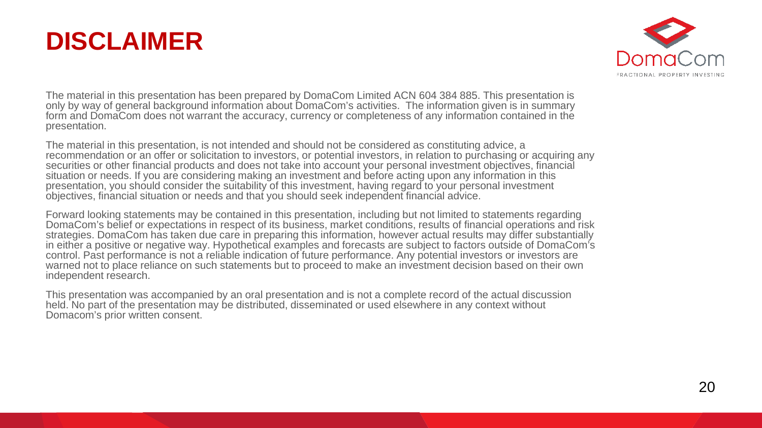# DISCLAIMER

DomaCom

FRACTIONAL PROPERTY INVESTING

The material in this presentation has been prepared by DomaCom Limited ACN 604 384 885. This presentation is only by way of general background information about DomaCom's activities. The information given is in summary form and DomaCom does not warrant the accuracy, currency or completeness of any information contained in the presentation.

The material in this presentation, is not intended and should not be considered as constituting advice, a recommendation or an offer or solicitation to investors, or potential investors, in relation to purchasing or acquiring any securities or other financial products and does not take into account your personal investment objectives, financial situation or needs. If you are considering making an investment and before acting upon any information in this presentation, you should consider the suitability of this investment, having regard to your personal investment objectives, financial situation or needs and that you should seek independent financial advice.

Forward looking statements may be contained in this presentation, including but not limited to statements regarding DomaCom's belief or expectations in respect of its business, market conditions, results of financial operations and risk strategies. DomaCom has taken due care in preparing this information, however actual results may differ substantially in either a positive or negative way. Hypothetical examples and forecasts are subject to factors outside of DomaCom's control. Past performance is not a reliable indication of future performance. Any potential investors or investors are warned not to place reliance on such statements but to proceed to make an investment decision based on their own independent research.

This presentation was accompanied by an oral presentation and is not a complete record of the actual discussion held. No part of the presentation may be distributed, disseminated or used elsewhere in any context without Domacom's prior written consent.